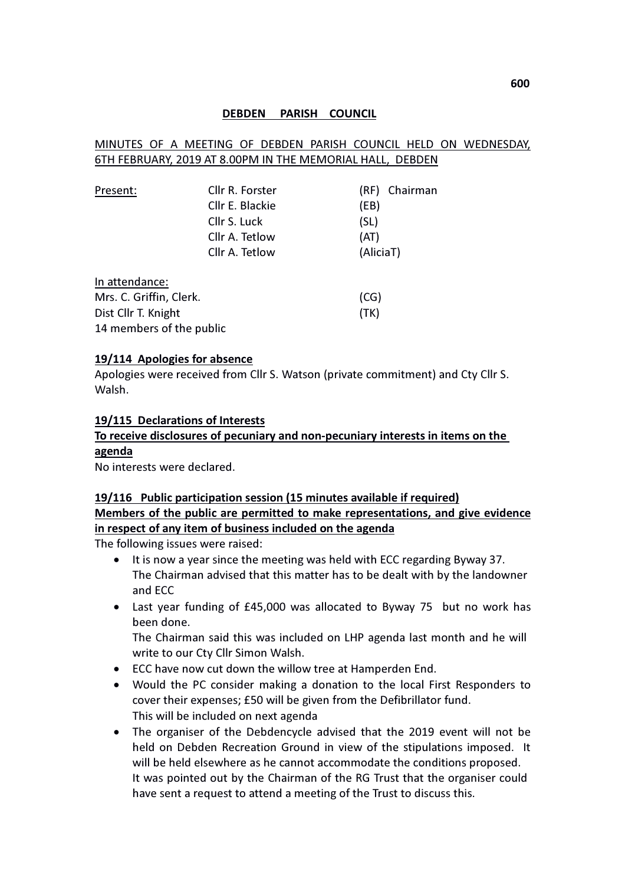## DEBDEN PARISH COUNCIL

MINUTES OF A MEETING OF DEBDEN PARISH COUNCIL HELD ON WEDNESDAY, 6TH FEBRUARY, 2019 AT 8.00PM IN THE MEMORIAL HALL, DEBDEN

| Present: | | |
|---|---|---|
| | Cllr R. Forster | (RF) Chairman |
| | Cllr E. Blackie | (EB) |
| | Cllr S. Luck | (SL) |
| | Cllr A. Tetlow | (AT) |
| | Cllr A. Tetlow | (AliciaT) |

In attendance:

| | |
|---|---|
| Mrs. C. Griffin, Clerk. | (CG) |
| Dist Cllr T. Knight | (TK) |
| 14 members of the public | |

**19/114 Apologies for absence**

Apologies were received from Cllr S. Watson (private commitment) and Cty Cllr S. Walsh.

**19/115 Declarations of Interests**

**To receive disclosures of pecuniary and non-pecuniary interests in items on the agenda**

No interests were declared.

**19/116 Public participation session (15 minutes available if required)**

**Members of the public are permitted to make representations, and give evidence in respect of any item of business included on the agenda**

The following issues were raised:

- It is now a year since the meeting was held with ECC regarding Byway 37.
  The Chairman advised that this matter has to be dealt with by the landowner and ECC
- Last year funding of £45,000 was allocated to Byway 75 but no work has been done.
  The Chairman said this was included on LHP agenda last month and he will write to our Cty Cllr Simon Walsh.
- ECC have now cut down the willow tree at Hamperden End.
- Would the PC consider making a donation to the local First Responders to cover their expenses; £50 will be given from the Defibrillator fund.
  This will be included on next agenda
- The organiser of the Debdencycle advised that the 2019 event will not be held on Debden Recreation Ground in view of the stipulations imposed. It will be held elsewhere as he cannot accommodate the conditions proposed.
  It was pointed out by the Chairman of the RG Trust that the organiser could have sent a request to attend a meeting of the Trust to discuss this.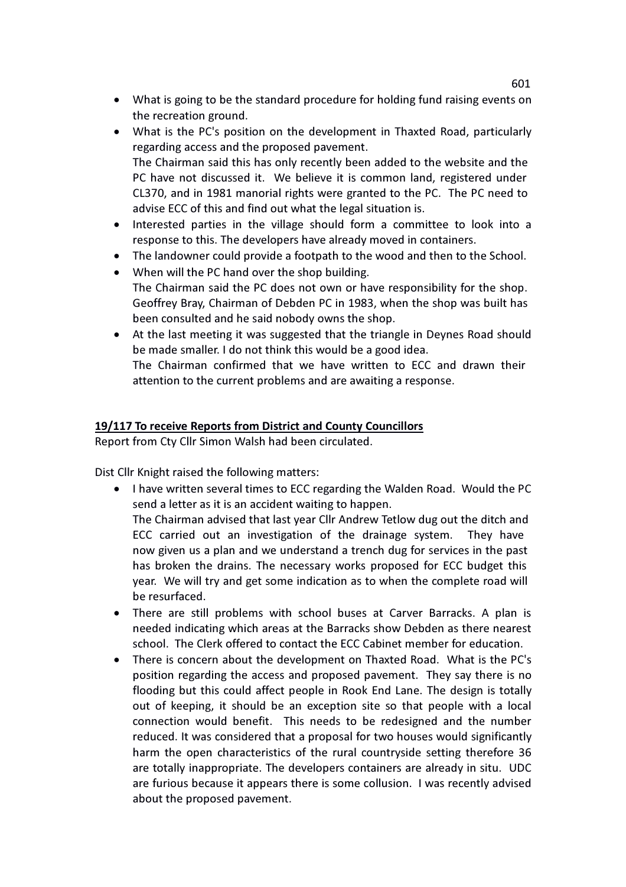- What is going to be the standard procedure for holding fund raising events on the recreation ground.
- What is the PC's position on the development in Thaxted Road, particularly regarding access and the proposed pavement.
  The Chairman said this has only recently been added to the website and the PC have not discussed it. We believe it is common land, registered under CL370, and in 1981 manorial rights were granted to the PC. The PC need to advise ECC of this and find out what the legal situation is.
- Interested parties in the village should form a committee to look into a response to this. The developers have already moved in containers.
- The landowner could provide a footpath to the wood and then to the School.
- When will the PC hand over the shop building.
  The Chairman said the PC does not own or have responsibility for the shop. Geoffrey Bray, Chairman of Debden PC in 1983, when the shop was built has been consulted and he said nobody owns the shop.
- At the last meeting it was suggested that the triangle in Deynes Road should be made smaller. I do not think this would be a good idea.
  The Chairman confirmed that we have written to ECC and drawn their attention to the current problems and are awaiting a response.

**19/117 To receive Reports from District and County Councillors**

Report from Cty Cllr Simon Walsh had been circulated.

Dist Cllr Knight raised the following matters:

- I have written several times to ECC regarding the Walden Road. Would the PC send a letter as it is an accident waiting to happen.
  The Chairman advised that last year Cllr Andrew Tetlow dug out the ditch and ECC carried out an investigation of the drainage system. They have now given us a plan and we understand a trench dug for services in the past has broken the drains. The necessary works proposed for ECC budget this year. We will try and get some indication as to when the complete road will be resurfaced.
- There are still problems with school buses at Carver Barracks. A plan is needed indicating which areas at the Barracks show Debden as there nearest school. The Clerk offered to contact the ECC Cabinet member for education.
- There is concern about the development on Thaxted Road. What is the PC's position regarding the access and proposed pavement. They say there is no flooding but this could affect people in Rook End Lane. The design is totally out of keeping, it should be an exception site so that people with a local connection would benefit. This needs to be redesigned and the number reduced. It was considered that a proposal for two houses would significantly harm the open characteristics of the rural countryside setting therefore 36 are totally inappropriate. The developers containers are already in situ. UDC are furious because it appears there is some collusion. I was recently advised about the proposed pavement.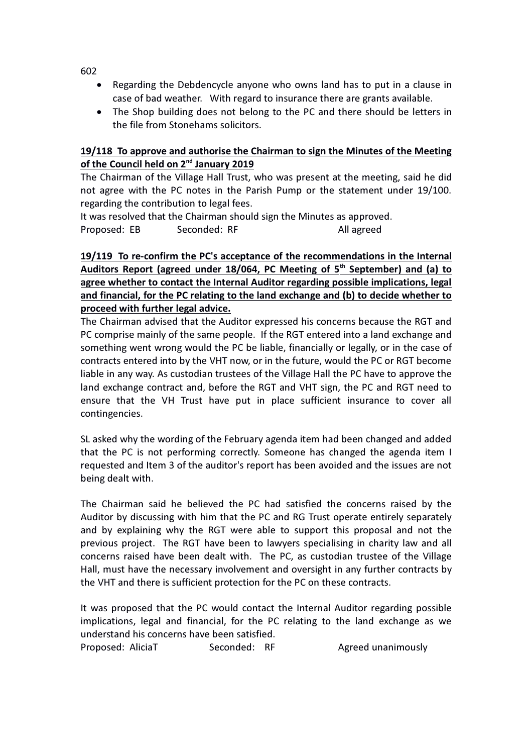- Regarding the Debdencycle anyone who owns land has to put in a clause in case of bad weather. With regard to insurance there are grants available.
- The Shop building does not belong to the PC and there should be letters in the file from Stonehams solicitors.

**19/118 To approve and authorise the Chairman to sign the Minutes of the Meeting of the Council held on 2nd January 2019**

The Chairman of the Village Hall Trust, who was present at the meeting, said he did not agree with the PC notes in the Parish Pump or the statement under 19/100. regarding the contribution to legal fees.

It was resolved that the Chairman should sign the Minutes as approved.

Proposed: EB Seconded: RF All agreed

**19/119 To re-confirm the PC's acceptance of the recommendations in the Internal Auditors Report (agreed under 18/064, PC Meeting of 5th September) and (a) to agree whether to contact the Internal Auditor regarding possible implications, legal and financial, for the PC relating to the land exchange and (b) to decide whether to proceed with further legal advice.**

The Chairman advised that the Auditor expressed his concerns because the RGT and PC comprise mainly of the same people. If the RGT entered into a land exchange and something went wrong would the PC be liable, financially or legally, or in the case of contracts entered into by the VHT now, or in the future, would the PC or RGT become liable in any way. As custodian trustees of the Village Hall the PC have to approve the land exchange contract and, before the RGT and VHT sign, the PC and RGT need to ensure that the VH Trust have put in place sufficient insurance to cover all contingencies.

SL asked why the wording of the February agenda item had been changed and added that the PC is not performing correctly. Someone has changed the agenda item I requested and Item 3 of the auditor's report has been avoided and the issues are not being dealt with.

The Chairman said he believed the PC had satisfied the concerns raised by the Auditor by discussing with him that the PC and RG Trust operate entirely separately and by explaining why the RGT were able to support this proposal and not the previous project. The RGT have been to lawyers specialising in charity law and all concerns raised have been dealt with. The PC, as custodian trustee of the Village Hall, must have the necessary involvement and oversight in any further contracts by the VHT and there is sufficient protection for the PC on these contracts.

It was proposed that the PC would contact the Internal Auditor regarding possible implications, legal and financial, for the PC relating to the land exchange as we understand his concerns have been satisfied.

Proposed: AliciaT Seconded: RF Agreed unanimously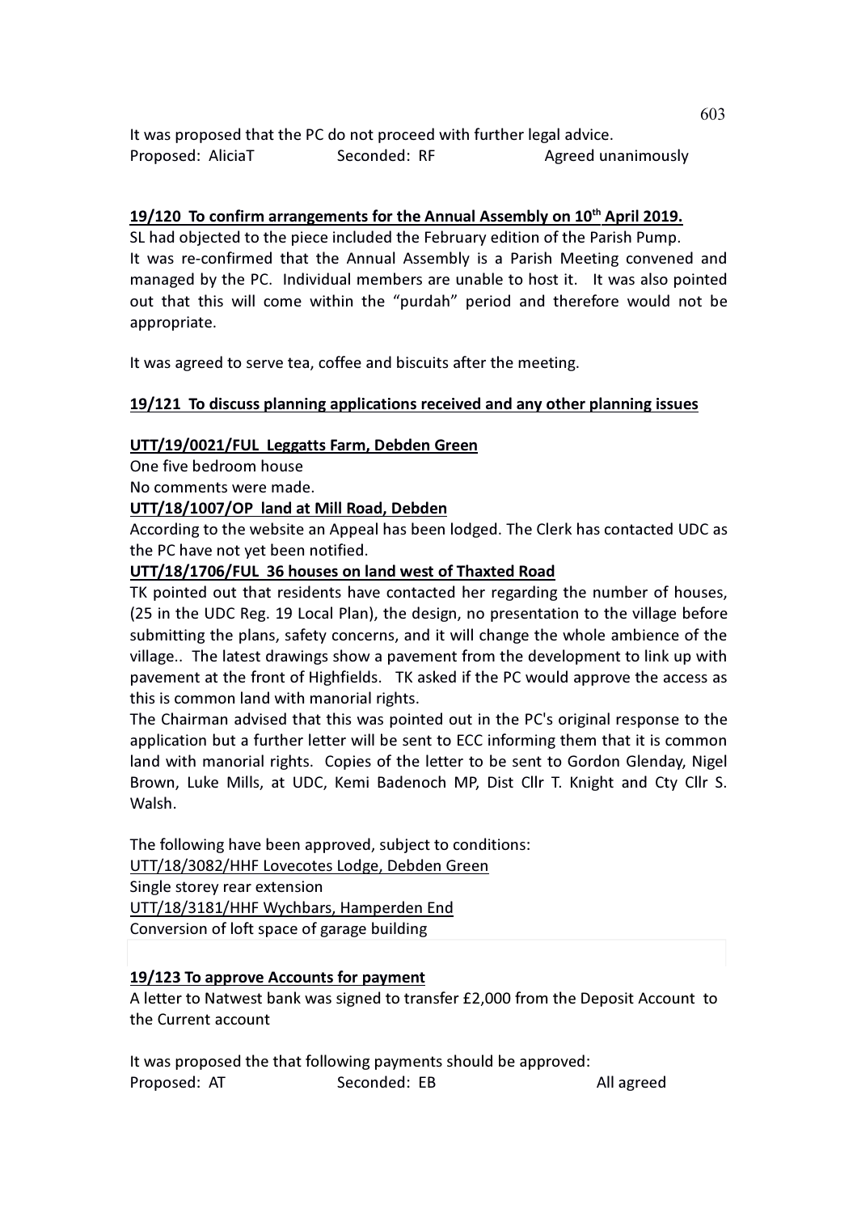It was proposed that the PC do not proceed with further legal advice.

Proposed: AliciaT    Seconded: RF    Agreed unanimously

**19/120 To confirm arrangements for the Annual Assembly on 10th April 2019.**

SL had objected to the piece included the February edition of the Parish Pump.
It was re-confirmed that the Annual Assembly is a Parish Meeting convened and managed by the PC. Individual members are unable to host it. It was also pointed out that this will come within the "purdah" period and therefore would not be appropriate.

It was agreed to serve tea, coffee and biscuits after the meeting.

**19/121 To discuss planning applications received and any other planning issues**

**UTT/19/0021/FUL Leggatts Farm, Debden Green**

One five bedroom house
No comments were made.

**UTT/18/1007/OP land at Mill Road, Debden**

According to the website an Appeal has been lodged. The Clerk has contacted UDC as the PC have not yet been notified.

**UTT/18/1706/FUL 36 houses on land west of Thaxted Road**

TK pointed out that residents have contacted her regarding the number of houses, (25 in the UDC Reg. 19 Local Plan), the design, no presentation to the village before submitting the plans, safety concerns, and it will change the whole ambience of the village.. The latest drawings show a pavement from the development to link up with pavement at the front of Highfields. TK asked if the PC would approve the access as this is common land with manorial rights.
The Chairman advised that this was pointed out in the PC's original response to the application but a further letter will be sent to ECC informing them that it is common land with manorial rights. Copies of the letter to be sent to Gordon Glenday, Nigel Brown, Luke Mills, at UDC, Kemi Badenoch MP, Dist Cllr T. Knight and Cty Cllr S. Walsh.

The following have been approved, subject to conditions:
UTT/18/3082/HHF Lovecotes Lodge, Debden Green
Single storey rear extension
UTT/18/3181/HHF Wychbars, Hamperden End
Conversion of loft space of garage building

**19/123 To approve Accounts for payment**

A letter to Natwest bank was signed to transfer £2,000 from the Deposit Account to the Current account

It was proposed the that following payments should be approved:

Proposed: AT    Seconded: EB    All agreed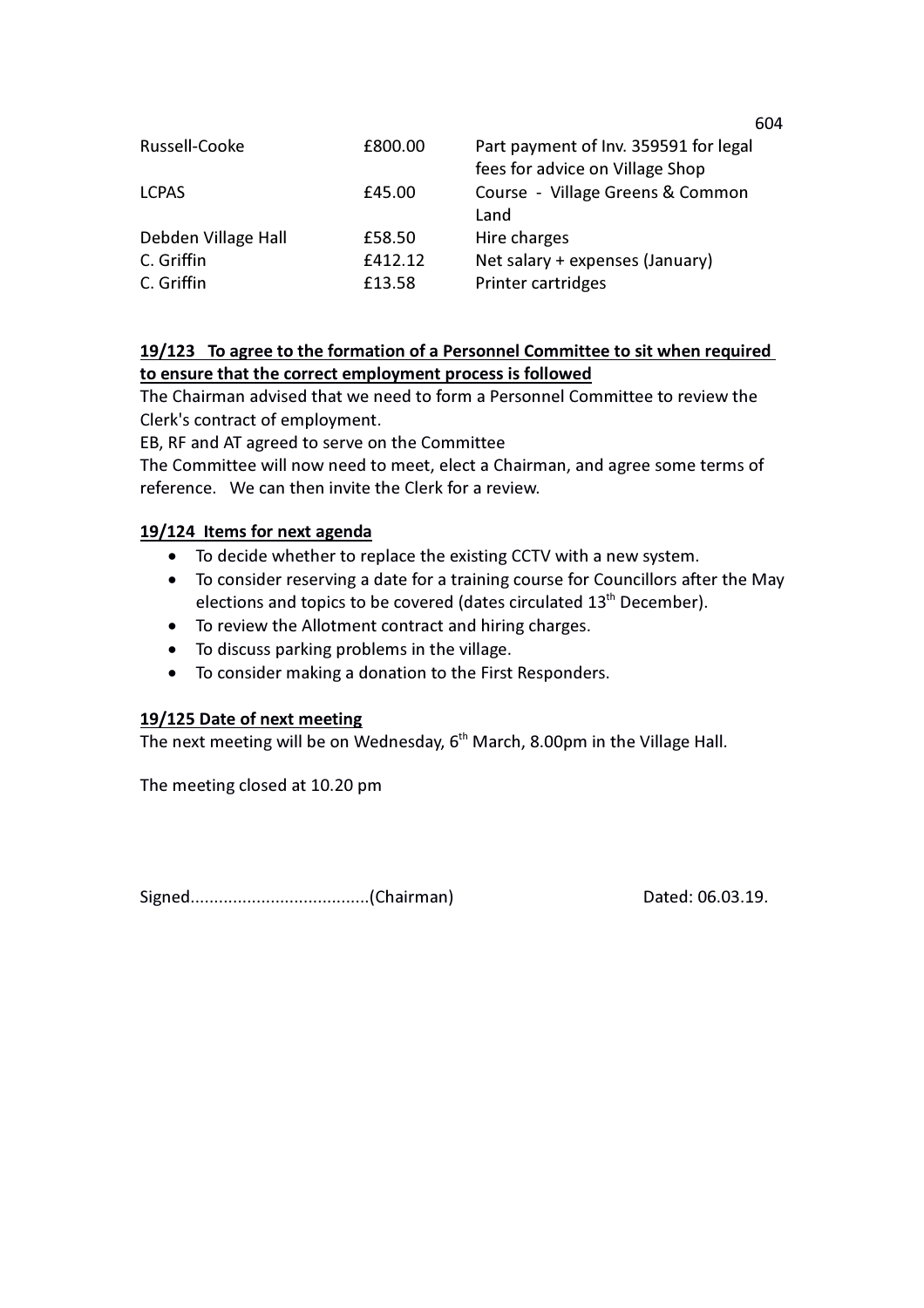| | | |
|---|---|---|
| Russell-Cooke | £800.00 | Part payment of Inv. 359591 for legal fees for advice on Village Shop |
| LCPAS | £45.00 | Course - Village Greens & Common Land |
| Debden Village Hall | £58.50 | Hire charges |
| C. Griffin | £412.12 | Net salary + expenses (January) |
| C. Griffin | £13.58 | Printer cartridges |

**19/123 To agree to the formation of a Personnel Committee to sit when required to ensure that the correct employment process is followed**

The Chairman advised that we need to form a Personnel Committee to review the Clerk's contract of employment.

EB, RF and AT agreed to serve on the Committee

The Committee will now need to meet, elect a Chairman, and agree some terms of reference. We can then invite the Clerk for a review.

**19/124 Items for next agenda**

- To decide whether to replace the existing CCTV with a new system.
- To consider reserving a date for a training course for Councillors after the May elections and topics to be covered (dates circulated 13th December).
- To review the Allotment contract and hiring charges.
- To discuss parking problems in the village.
- To consider making a donation to the First Responders.

**19/125 Date of next meeting**

The next meeting will be on Wednesday, 6th March, 8.00pm in the Village Hall.

The meeting closed at 10.20 pm

Signed.....................................(Chairman) Dated: 06.03.19.